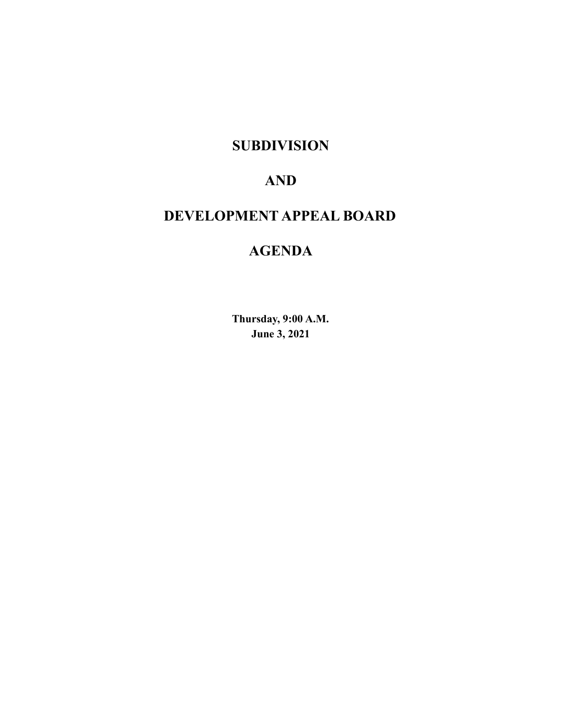# SUBDIVISION

# AND

# DEVELOPMENT APPEAL BOARD

# AGENDA

**Thursday, 9:00 A.M.**
**June 3, 2021**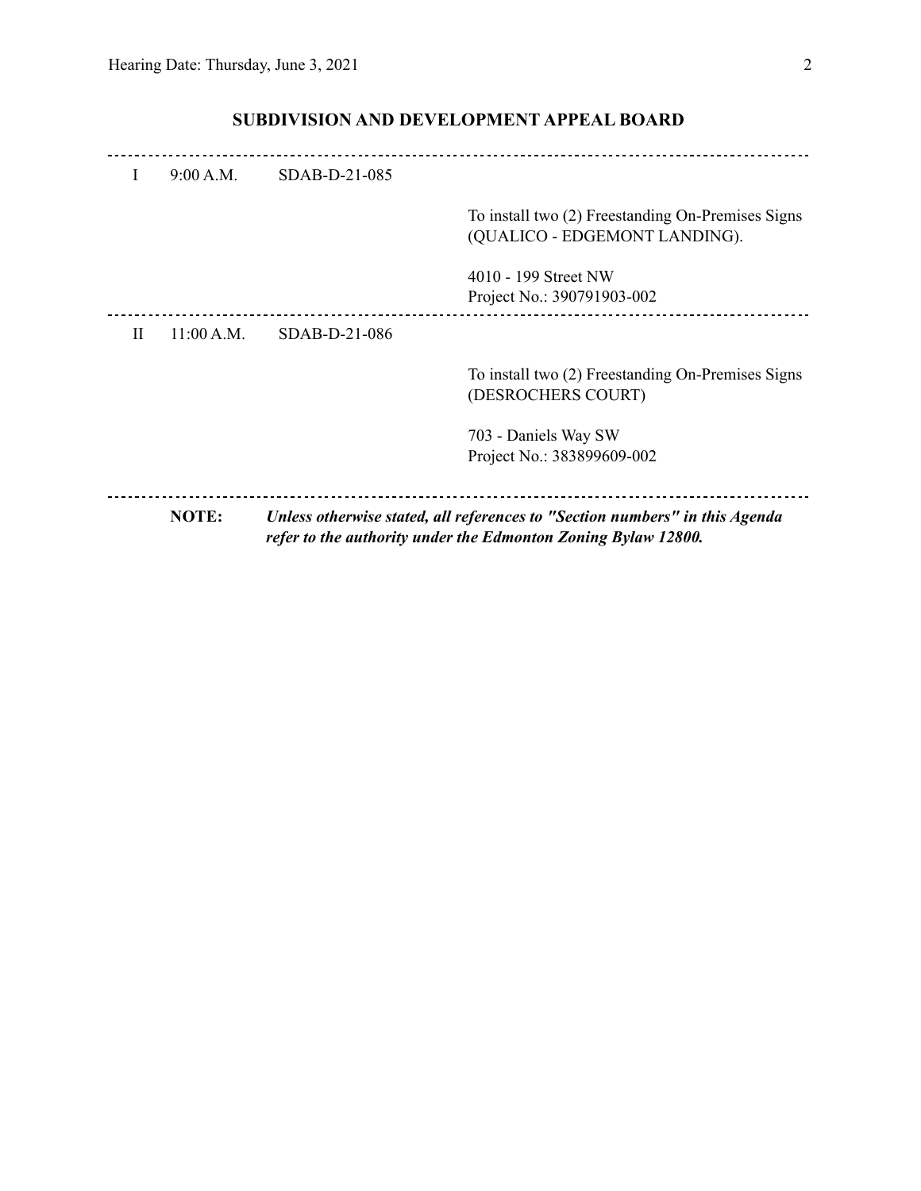## SUBDIVISION AND DEVELOPMENT APPEAL BOARD

---

| | | | |
|---|---|---|---|
| I | 9:00 A.M. | SDAB-D-21-085 | |
| | | | To install two (2) Freestanding On-Premises Signs (QUALICO - EDGEMONT LANDING). |
| | | | 4010 - 199 Street NW<br>Project No.: 390791903-002 |

---

| | | | |
|---|---|---|---|
| II | 11:00 A.M. | SDAB-D-21-086 | |
| | | | To install two (2) Freestanding On-Premises Signs (DESROCHERS COURT) |
| | | | 703 - Daniels Way SW<br>Project No.: 383899609-002 |

---

**NOTE:** ***Unless otherwise stated, all references to "Section numbers" in this Agenda refer to the authority under the Edmonton Zoning Bylaw 12800.***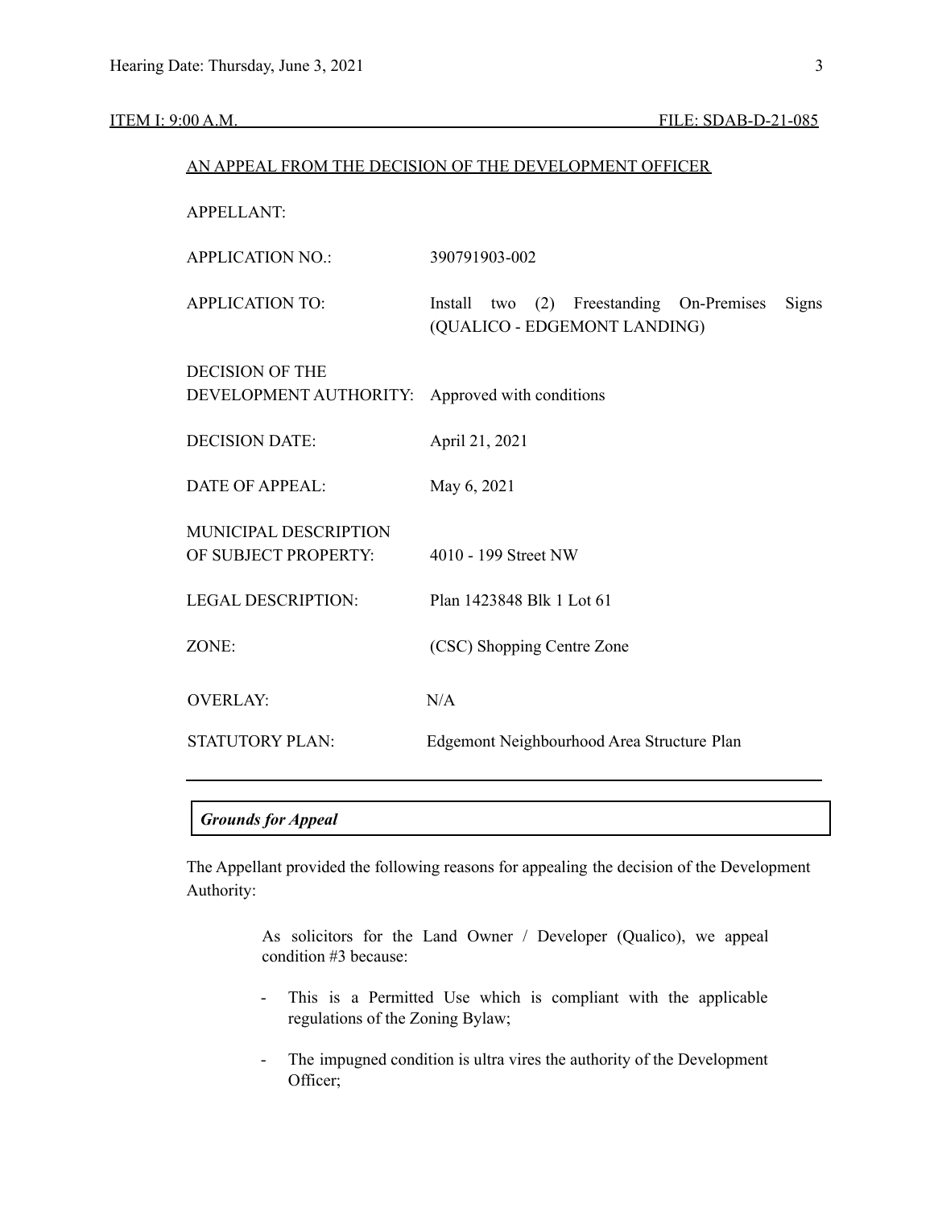ITEM I: 9:00 A.M. FILE: SDAB-D-21-085

AN APPEAL FROM THE DECISION OF THE DEVELOPMENT OFFICER

| | |
|---|---|
| APPELLANT: | |
| APPLICATION NO.: | 390791903-002 |
| APPLICATION TO: | Install two (2) Freestanding On-Premises Signs (QUALICO - EDGEMONT LANDING) |
| DECISION OF THE DEVELOPMENT AUTHORITY: | Approved with conditions |
| DECISION DATE: | April 21, 2021 |
| DATE OF APPEAL: | May 6, 2021 |
| MUNICIPAL DESCRIPTION OF SUBJECT PROPERTY: | 4010 - 199 Street NW |
| LEGAL DESCRIPTION: | Plan 1423848 Blk 1 Lot 61 |
| ZONE: | (CSC) Shopping Centre Zone |
| OVERLAY: | N/A |
| STATUTORY PLAN: | Edgemont Neighbourhood Area Structure Plan |

***Grounds for Appeal***

The Appellant provided the following reasons for appealing the decision of the Development Authority:

> As solicitors for the Land Owner / Developer (Qualico), we appeal condition #3 because:
>
> - This is a Permitted Use which is compliant with the applicable regulations of the Zoning Bylaw;
> - The impugned condition is ultra vires the authority of the Development Officer;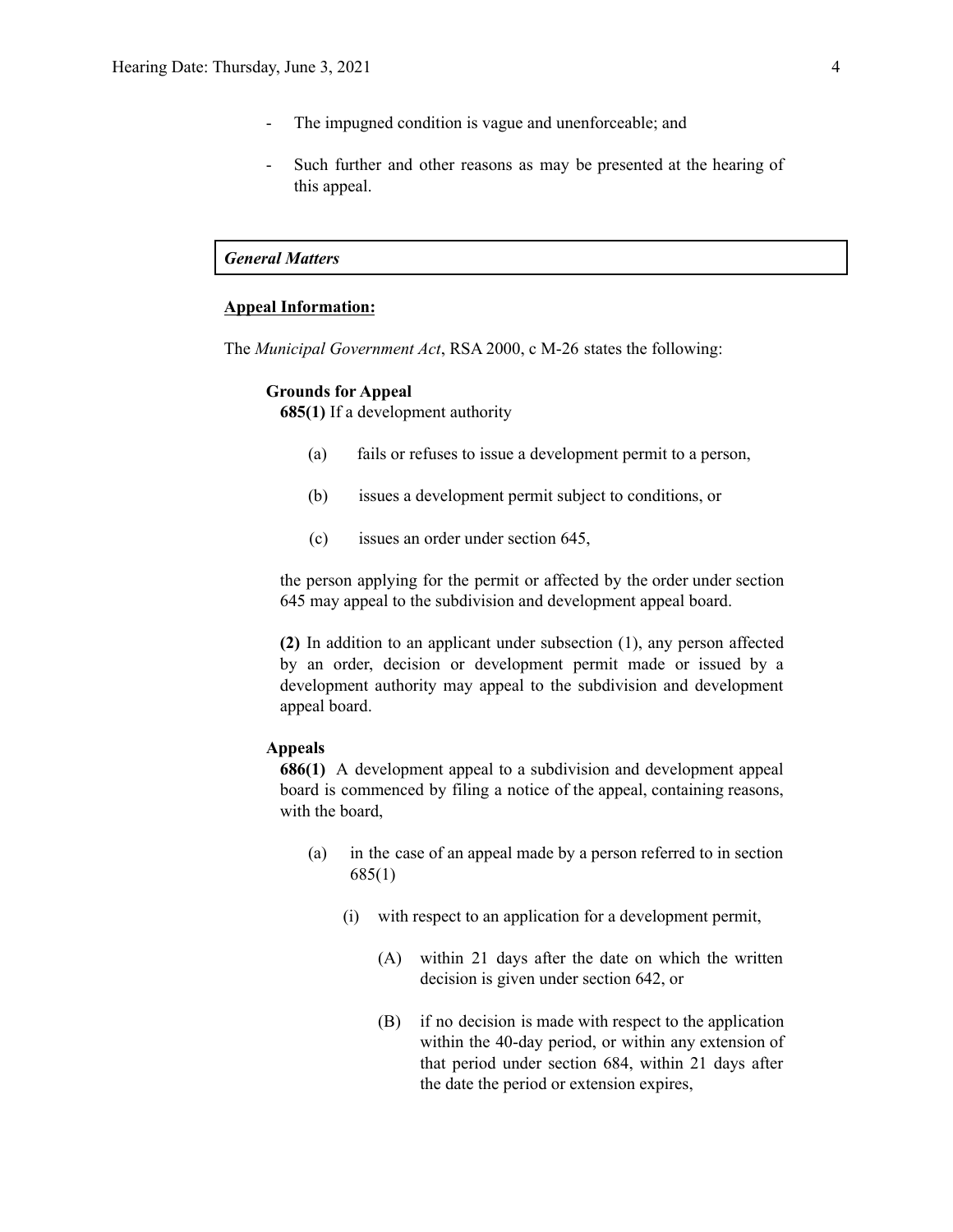- The impugned condition is vague and unenforceable; and
- Such further and other reasons as may be presented at the hearing of this appeal.

***General Matters***

**Appeal Information:**

The *Municipal Government Act*, RSA 2000, c M-26 states the following:

> **Grounds for Appeal**
> **685(1)** If a development authority
>
> (a) fails or refuses to issue a development permit to a person,
>
> (b) issues a development permit subject to conditions, or
>
> (c) issues an order under section 645,
>
> the person applying for the permit or affected by the order under section 645 may appeal to the subdivision and development appeal board.
>
> **(2)** In addition to an applicant under subsection (1), any person affected by an order, decision or development permit made or issued by a development authority may appeal to the subdivision and development appeal board.
>
> **Appeals**
> **686(1)** A development appeal to a subdivision and development appeal board is commenced by filing a notice of the appeal, containing reasons, with the board,
>
> (a) in the case of an appeal made by a person referred to in section 685(1)
>
> (i) with respect to an application for a development permit,
>
> (A) within 21 days after the date on which the written decision is given under section 642, or
>
> (B) if no decision is made with respect to the application within the 40-day period, or within any extension of that period under section 684, within 21 days after the date the period or extension expires,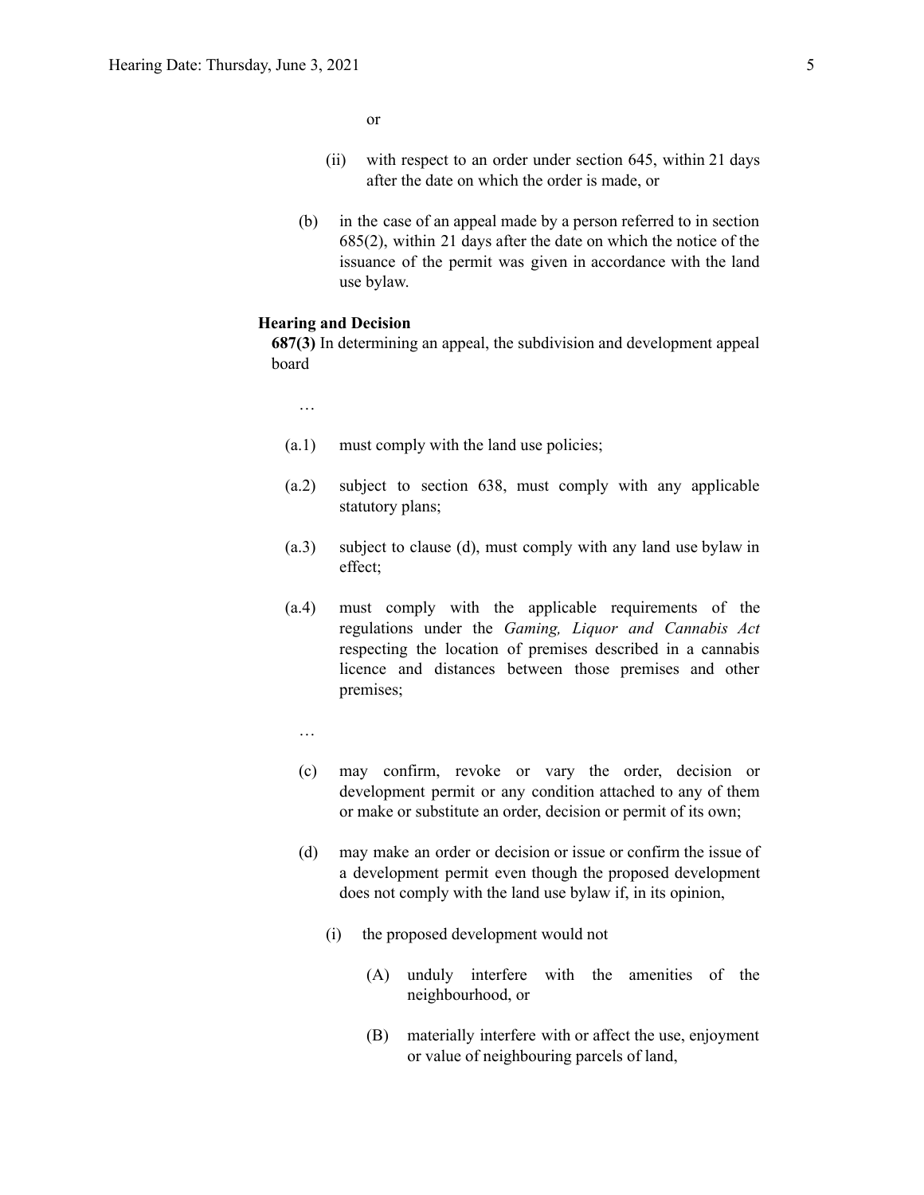or

(ii) with respect to an order under section 645, within 21 days after the date on which the order is made, or

(b) in the case of an appeal made by a person referred to in section 685(2), within 21 days after the date on which the notice of the issuance of the permit was given in accordance with the land use bylaw.

**Hearing and Decision**

**687(3)** In determining an appeal, the subdivision and development appeal board

…

(a.1) must comply with the land use policies;

(a.2) subject to section 638, must comply with any applicable statutory plans;

(a.3) subject to clause (d), must comply with any land use bylaw in effect;

(a.4) must comply with the applicable requirements of the regulations under the *Gaming, Liquor and Cannabis Act* respecting the location of premises described in a cannabis licence and distances between those premises and other premises;

…

(c) may confirm, revoke or vary the order, decision or development permit or any condition attached to any of them or make or substitute an order, decision or permit of its own;

(d) may make an order or decision or issue or confirm the issue of a development permit even though the proposed development does not comply with the land use bylaw if, in its opinion,

(i) the proposed development would not

(A) unduly interfere with the amenities of the neighbourhood, or

(B) materially interfere with or affect the use, enjoyment or value of neighbouring parcels of land,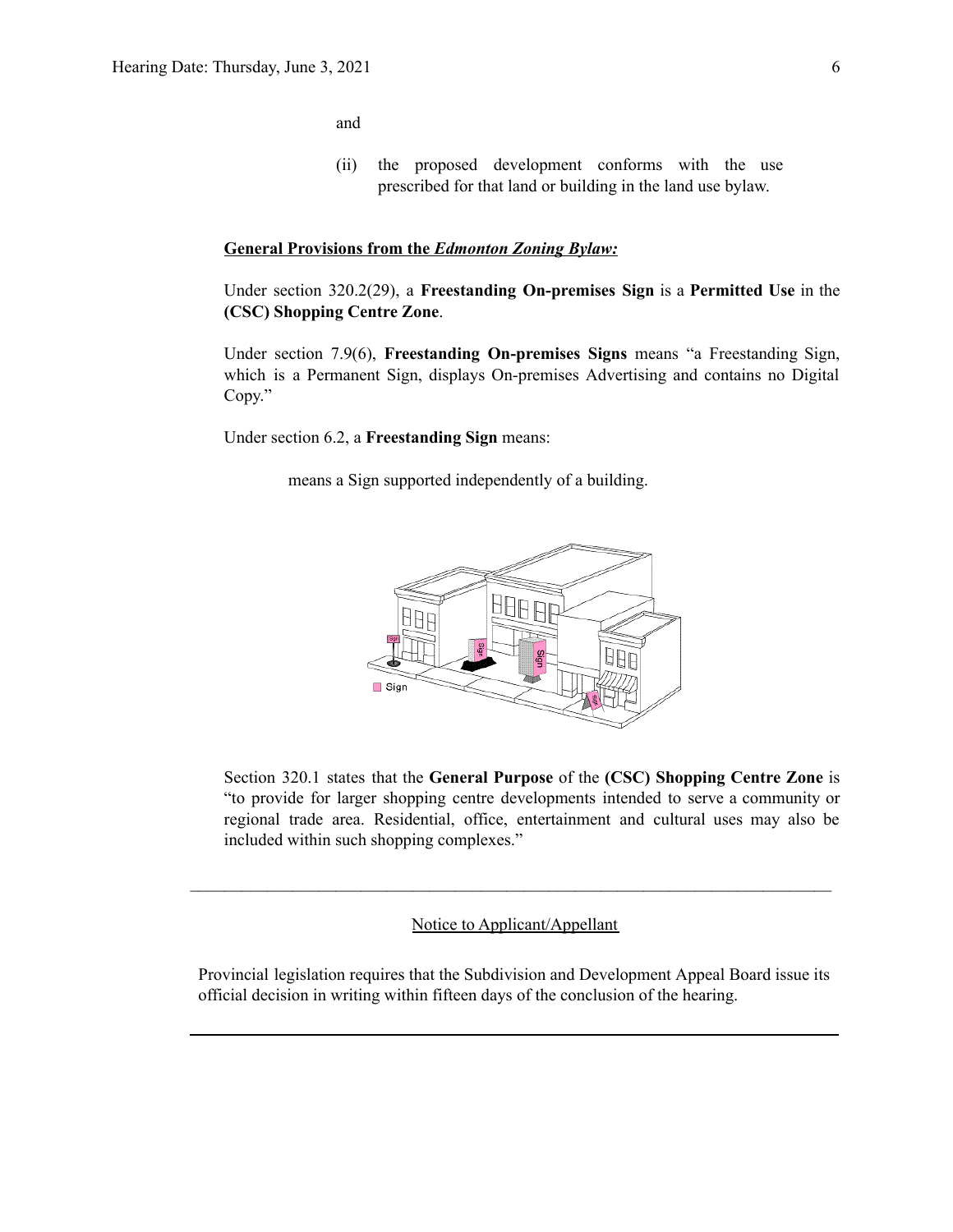and

(ii) the proposed development conforms with the use prescribed for that land or building in the land use bylaw.

**General Provisions from the *Edmonton Zoning Bylaw:***

Under section 320.2(29), a **Freestanding On-premises Sign** is a **Permitted Use** in the **(CSC) Shopping Centre Zone**.

Under section 7.9(6), **Freestanding On-premises Signs** means "a Freestanding Sign, which is a Permanent Sign, displays On-premises Advertising and contains no Digital Copy."

Under section 6.2, a **Freestanding Sign** means:

> means a Sign supported independently of a building.

Section 320.1 states that the **General Purpose** of the **(CSC) Shopping Centre Zone** is "to provide for larger shopping centre developments intended to serve a community or regional trade area. Residential, office, entertainment and cultural uses may also be included within such shopping complexes."

---

Notice to Applicant/Appellant

Provincial legislation requires that the Subdivision and Development Appeal Board issue its official decision in writing within fifteen days of the conclusion of the hearing.

---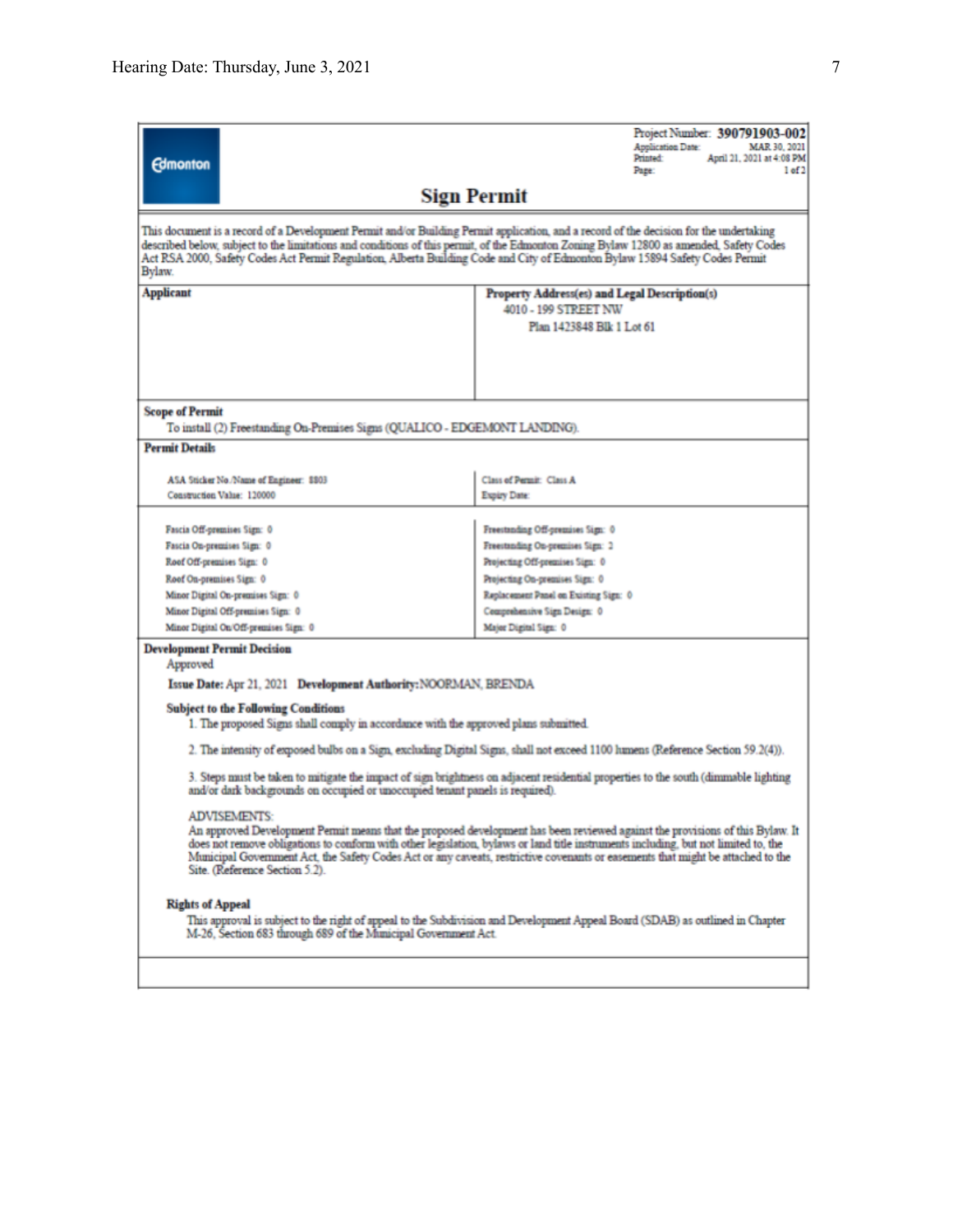Project Number: **390791903-002**
Application Date: MAR 30, 2021
Printed: April 21, 2021 at 4:08 PM
Page: 1 of 2

Edmonton

## Sign Permit

This document is a record of a Development Permit and/or Building Permit application, and a record of the decision for the undertaking described below, subject to the limitations and conditions of this permit, of the Edmonton Zoning Bylaw 12800 as amended, Safety Codes Act RSA 2000, Safety Codes Act Permit Regulation, Alberta Building Code and City of Edmonton Bylaw 15894 Safety Codes Permit Bylaw.

| Applicant | Property Address(es) and Legal Description(s) |
|---|---|
| | 4010 - 199 STREET NW<br>Plan 1423848 Blk 1 Lot 61 |

**Scope of Permit**

To install (2) Freestanding On-Premises Signs (QUALICO - EDGEMONT LANDING).

**Permit Details**

| | |
|---|---|
| ASA Sticker No./Name of Engineer: 8803 | Class of Permit: Class A |
| Construction Value: 120000 | Expiry Date: |

| | |
|---|---|
| Fascia Off-premises Sign: 0 | Freestanding Off-premises Sign: 0 |
| Fascia On-premises Sign: 0 | Freestanding On-premises Sign: 2 |
| Roof Off-premises Sign: 0 | Projecting Off-premises Sign: 0 |
| Roof On-premises Sign: 0 | Projecting On-premises Sign: 0 |
| Minor Digital On-premises Sign: 0 | Replacement Panel on Existing Sign: 0 |
| Minor Digital Off-premises Sign: 0 | Comprehensive Sign Design: 0 |
| Minor Digital On/Off-premises Sign: 0 | Major Digital Sign: 0 |

**Development Permit Decision**

Approved

**Issue Date:** Apr 21, 2021 **Development Authority:** NOORMAN, BRENDA

**Subject to the Following Conditions**

1. The proposed Signs shall comply in accordance with the approved plans submitted.

2. The intensity of exposed bulbs on a Sign, excluding Digital Signs, shall not exceed 1100 lumens (Reference Section 59.2(4)).

3. Steps must be taken to mitigate the impact of sign brightness on adjacent residential properties to the south (dimmable lighting and/or dark backgrounds on occupied or unoccupied tenant panels is required).

ADVISEMENTS:

An approved Development Permit means that the proposed development has been reviewed against the provisions of this Bylaw. It does not remove obligations to conform with other legislation, bylaws or land title instruments including, but not limited to, the Municipal Government Act, the Safety Codes Act or any caveats, restrictive covenants or easements that might be attached to the Site. (Reference Section 5.2).

**Rights of Appeal**

This approval is subject to the right of appeal to the Subdivision and Development Appeal Board (SDAB) as outlined in Chapter M-26, Section 683 through 689 of the Municipal Government Act.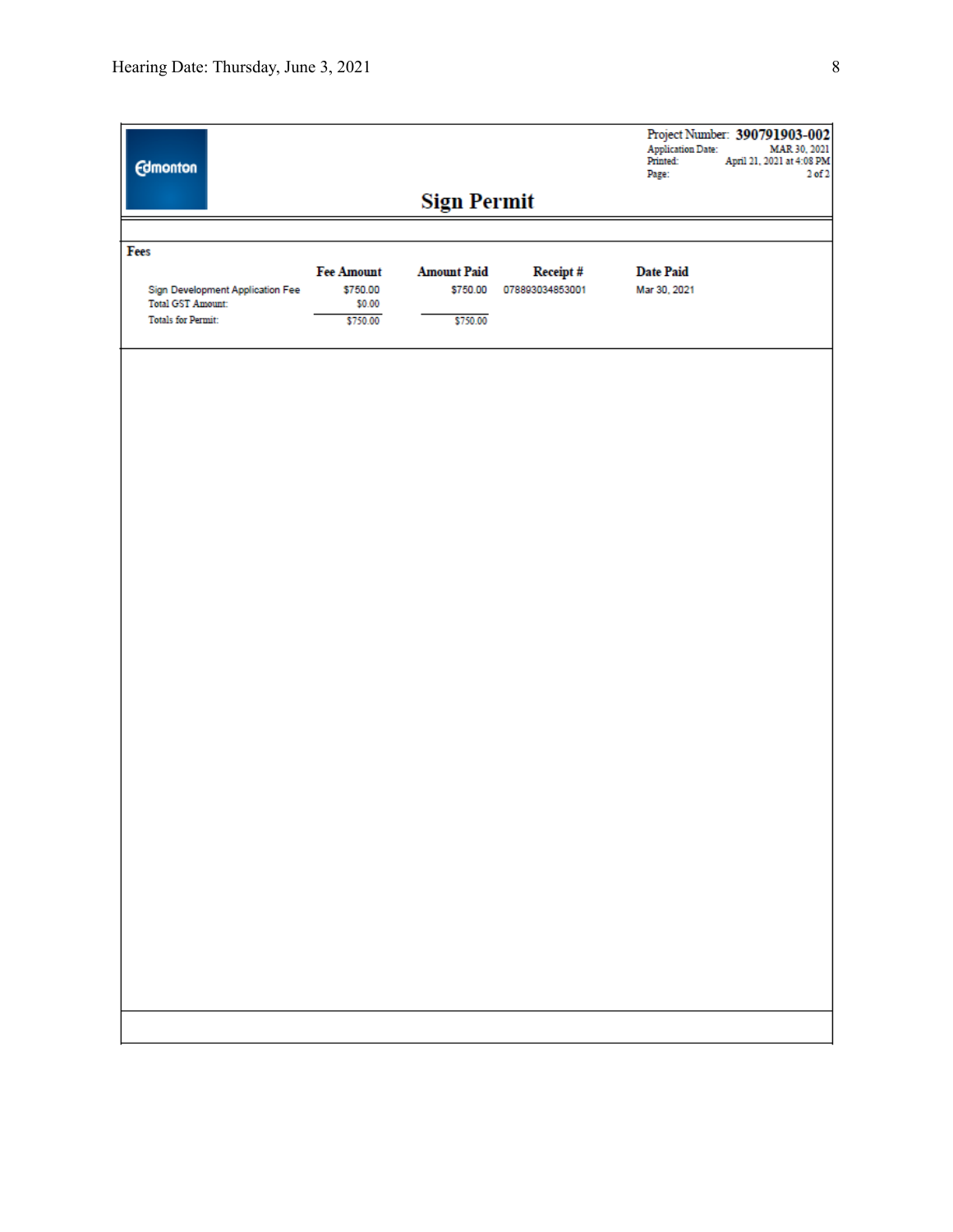Edmonton

Project Number: **390791903-002**
Application Date: MAR 30, 2021
Printed: April 21, 2021 at 4:08 PM
Page: 2 of 2

# Sign Permit

**Fees**

| | Fee Amount | Amount Paid | Receipt # | Date Paid |
|---|---|---|---|---|
| Sign Development Application Fee | $750.00 | $750.00 | 078893034853001 | Mar 30, 2021 |
| Total GST Amount: | $0.00 | | | |
| Totals for Permit: | $750.00 | $750.00 | | |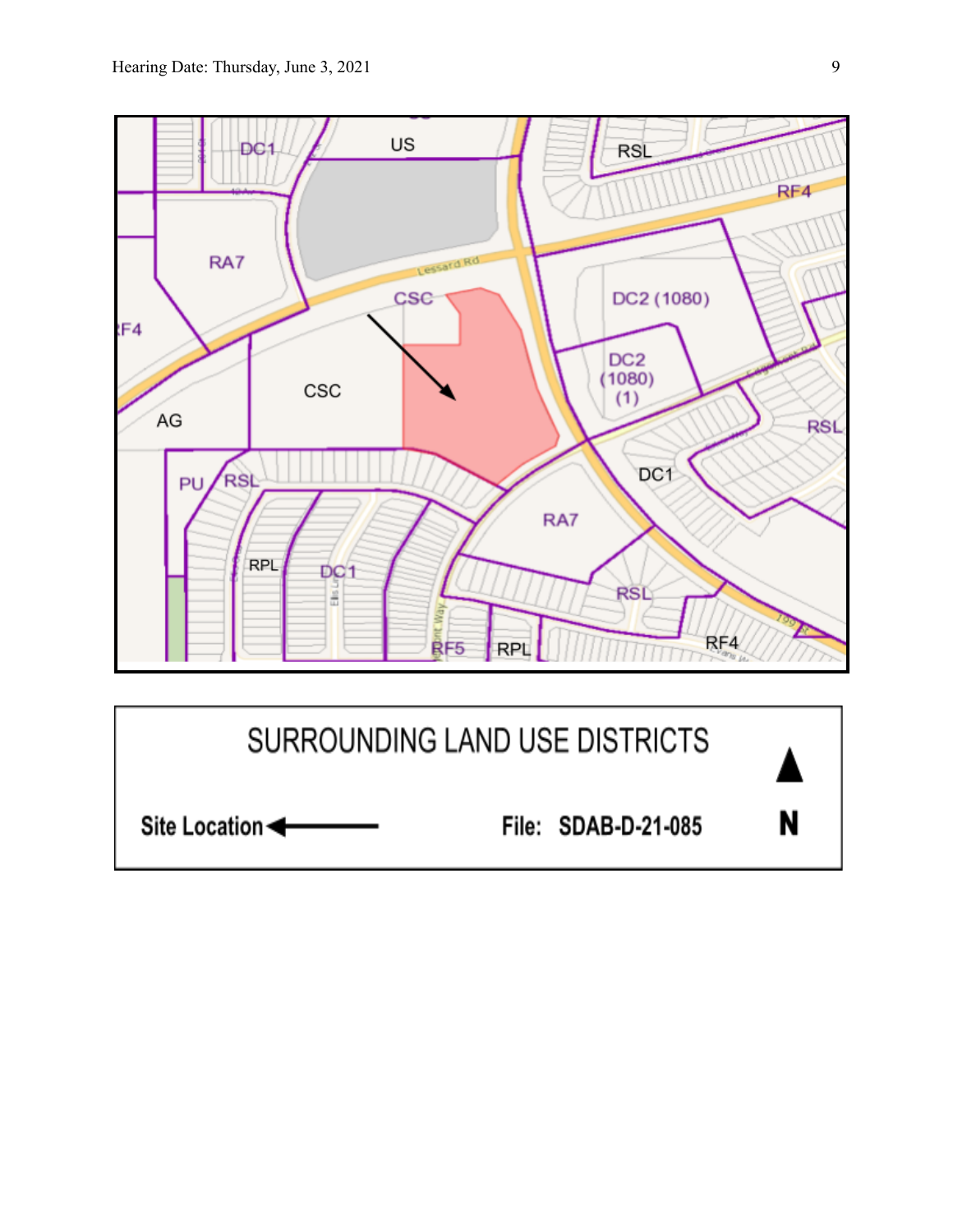SURROUNDING LAND USE DISTRICTS

Site Location ←

File: SDAB-D-21-085

N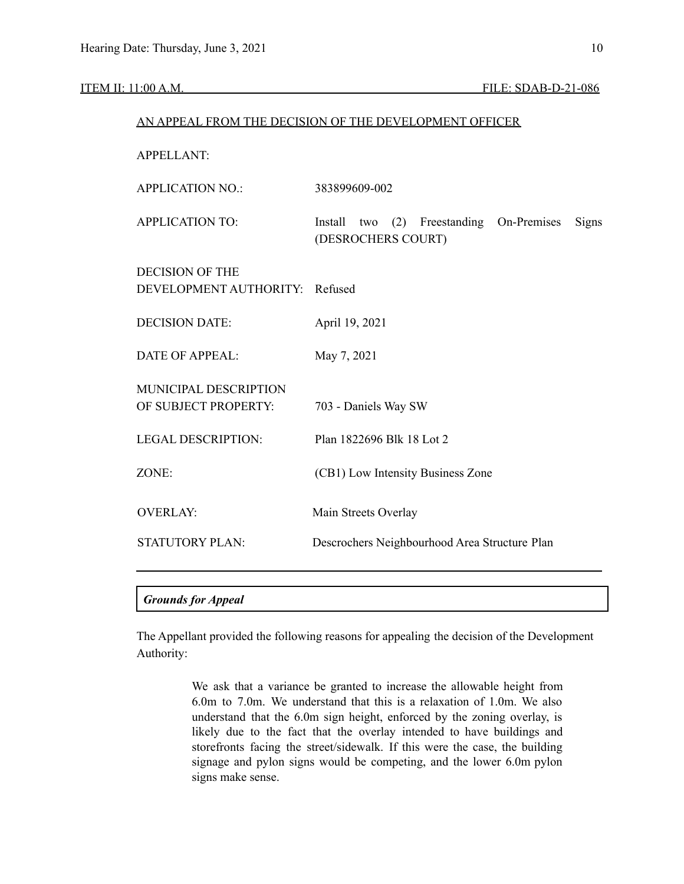ITEM II: 11:00 A.M. FILE: SDAB-D-21-086

AN APPEAL FROM THE DECISION OF THE DEVELOPMENT OFFICER

| | |
|---|---|
| APPELLANT: | |
| APPLICATION NO.: | 383899609-002 |
| APPLICATION TO: | Install two (2) Freestanding On-Premises Signs (DESROCHERS COURT) |
| DECISION OF THE DEVELOPMENT AUTHORITY: | Refused |
| DECISION DATE: | April 19, 2021 |
| DATE OF APPEAL: | May 7, 2021 |
| MUNICIPAL DESCRIPTION OF SUBJECT PROPERTY: | 703 - Daniels Way SW |
| LEGAL DESCRIPTION: | Plan 1822696 Blk 18 Lot 2 |
| ZONE: | (CB1) Low Intensity Business Zone |
| OVERLAY: | Main Streets Overlay |
| STATUTORY PLAN: | Descrochers Neighbourhood Area Structure Plan |

***Grounds for Appeal***

The Appellant provided the following reasons for appealing the decision of the Development Authority:

> We ask that a variance be granted to increase the allowable height from 6.0m to 7.0m. We understand that this is a relaxation of 1.0m. We also understand that the 6.0m sign height, enforced by the zoning overlay, is likely due to the fact that the overlay intended to have buildings and storefronts facing the street/sidewalk. If this were the case, the building signage and pylon signs would be competing, and the lower 6.0m pylon signs make sense.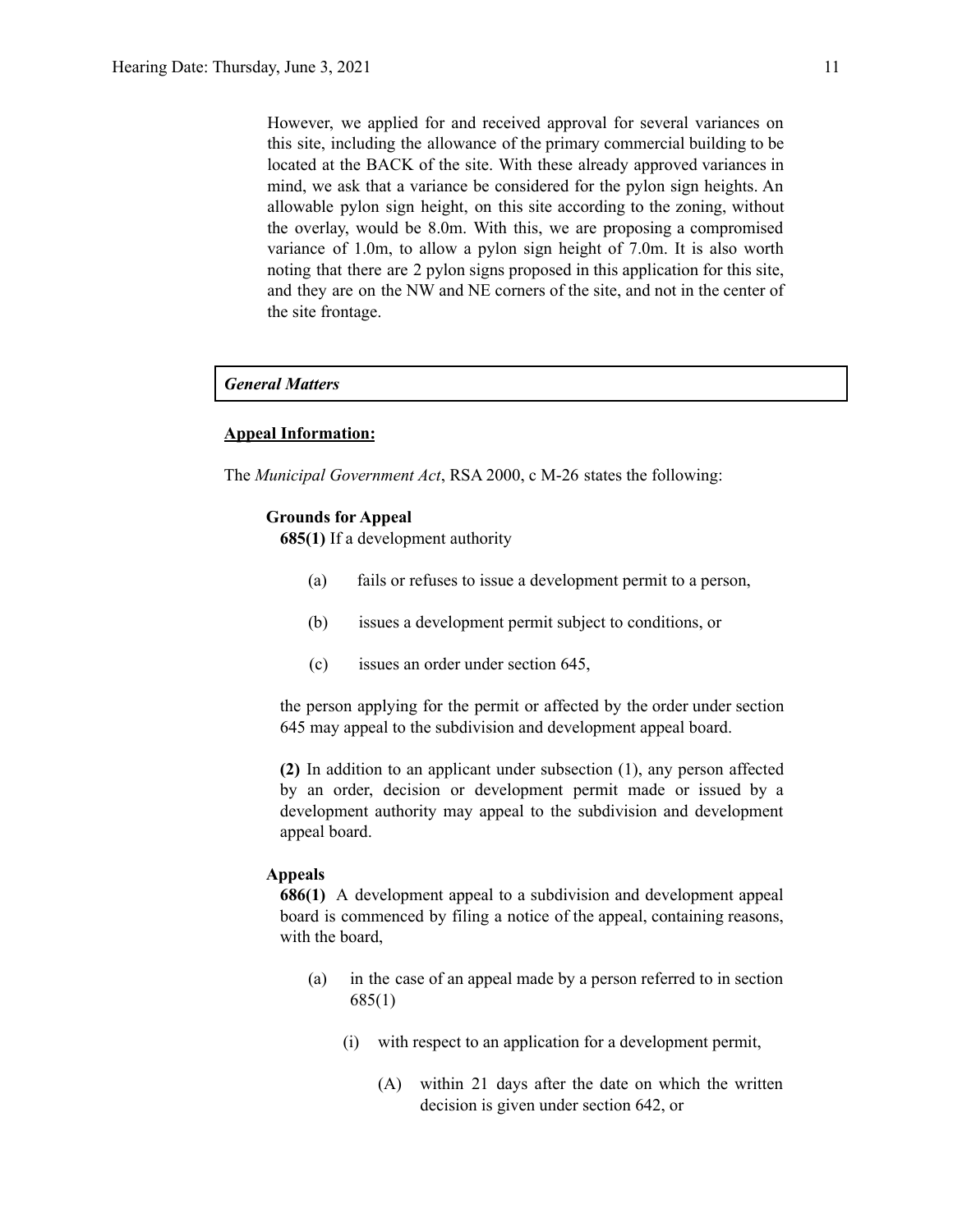However, we applied for and received approval for several variances on this site, including the allowance of the primary commercial building to be located at the BACK of the site. With these already approved variances in mind, we ask that a variance be considered for the pylon sign heights. An allowable pylon sign height, on this site according to the zoning, without the overlay, would be 8.0m. With this, we are proposing a compromised variance of 1.0m, to allow a pylon sign height of 7.0m. It is also worth noting that there are 2 pylon signs proposed in this application for this site, and they are on the NW and NE corners of the site, and not in the center of the site frontage.

***General Matters***

**Appeal Information:**

The *Municipal Government Act*, RSA 2000, c M-26 states the following:

**Grounds for Appeal**

**685(1)** If a development authority

(a) fails or refuses to issue a development permit to a person,

(b) issues a development permit subject to conditions, or

(c) issues an order under section 645,

the person applying for the permit or affected by the order under section 645 may appeal to the subdivision and development appeal board.

**(2)** In addition to an applicant under subsection (1), any person affected by an order, decision or development permit made or issued by a development authority may appeal to the subdivision and development appeal board.

**Appeals**

**686(1)** A development appeal to a subdivision and development appeal board is commenced by filing a notice of the appeal, containing reasons, with the board,

(a) in the case of an appeal made by a person referred to in section 685(1)

(i) with respect to an application for a development permit,

(A) within 21 days after the date on which the written decision is given under section 642, or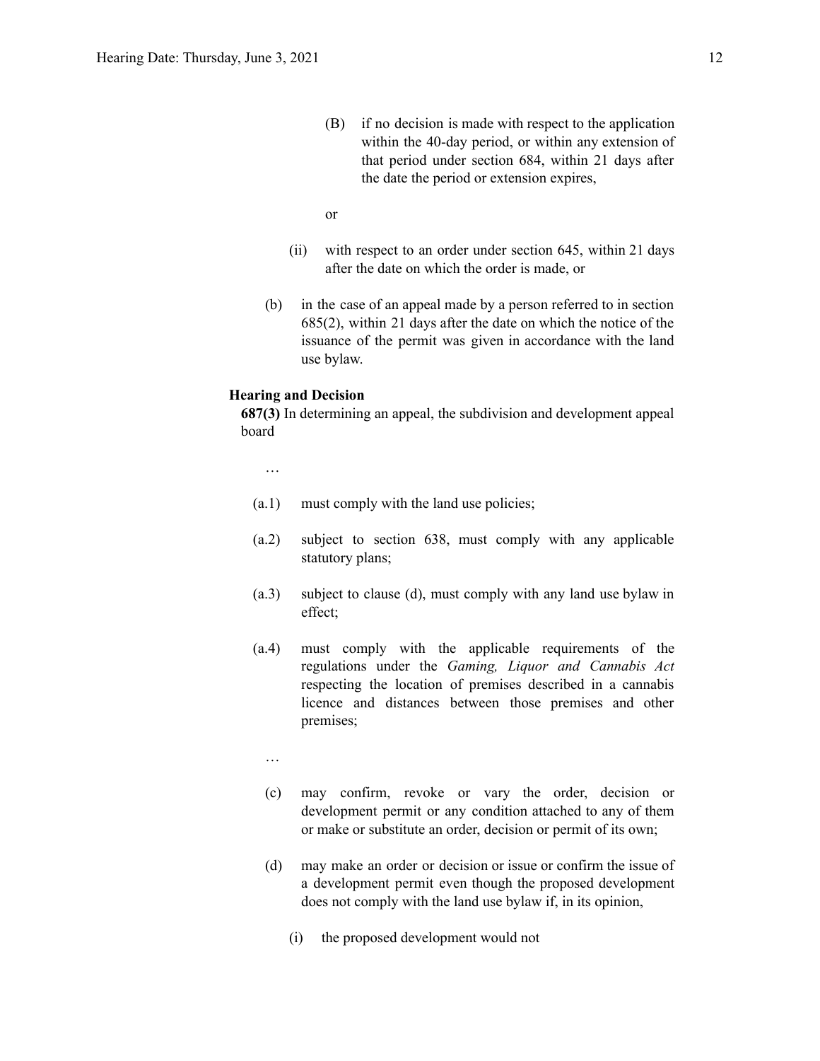(B) if no decision is made with respect to the application within the 40-day period, or within any extension of that period under section 684, within 21 days after the date the period or extension expires,

or

(ii) with respect to an order under section 645, within 21 days after the date on which the order is made, or

(b) in the case of an appeal made by a person referred to in section 685(2), within 21 days after the date on which the notice of the issuance of the permit was given in accordance with the land use bylaw.

**Hearing and Decision**

**687(3)** In determining an appeal, the subdivision and development appeal board

…

(a.1) must comply with the land use policies;

(a.2) subject to section 638, must comply with any applicable statutory plans;

(a.3) subject to clause (d), must comply with any land use bylaw in effect;

(a.4) must comply with the applicable requirements of the regulations under the *Gaming, Liquor and Cannabis Act* respecting the location of premises described in a cannabis licence and distances between those premises and other premises;

…

(c) may confirm, revoke or vary the order, decision or development permit or any condition attached to any of them or make or substitute an order, decision or permit of its own;

(d) may make an order or decision or issue or confirm the issue of a development permit even though the proposed development does not comply with the land use bylaw if, in its opinion,

(i) the proposed development would not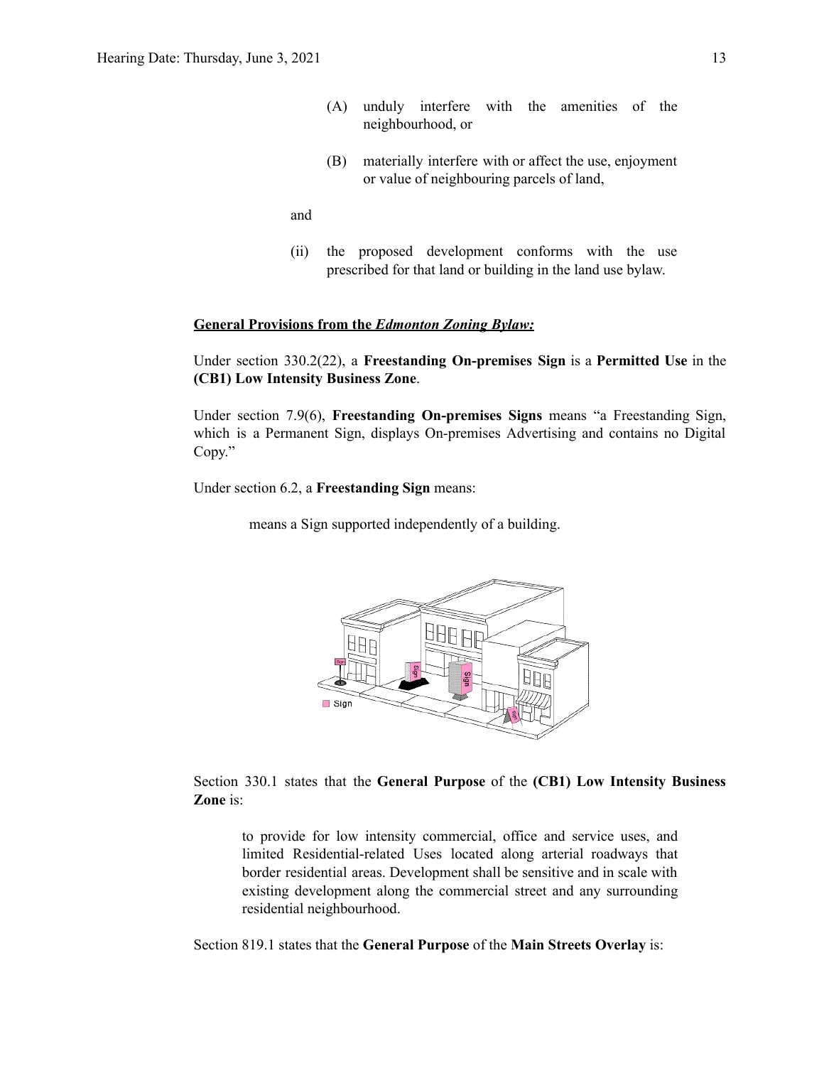(A) unduly interfere with the amenities of the neighbourhood, or

(B) materially interfere with or affect the use, enjoyment or value of neighbouring parcels of land,

and

(ii) the proposed development conforms with the use prescribed for that land or building in the land use bylaw.

**General Provisions from the *Edmonton Zoning Bylaw:***

Under section 330.2(22), a **Freestanding On-premises Sign** is a **Permitted Use** in the **(CB1) Low Intensity Business Zone**.

Under section 7.9(6), **Freestanding On-premises Signs** means "a Freestanding Sign, which is a Permanent Sign, displays On-premises Advertising and contains no Digital Copy."

Under section 6.2, a **Freestanding Sign** means:

> means a Sign supported independently of a building.

Section 330.1 states that the **General Purpose** of the **(CB1) Low Intensity Business Zone** is:

> to provide for low intensity commercial, office and service uses, and limited Residential-related Uses located along arterial roadways that border residential areas. Development shall be sensitive and in scale with existing development along the commercial street and any surrounding residential neighbourhood.

Section 819.1 states that the **General Purpose** of the **Main Streets Overlay** is: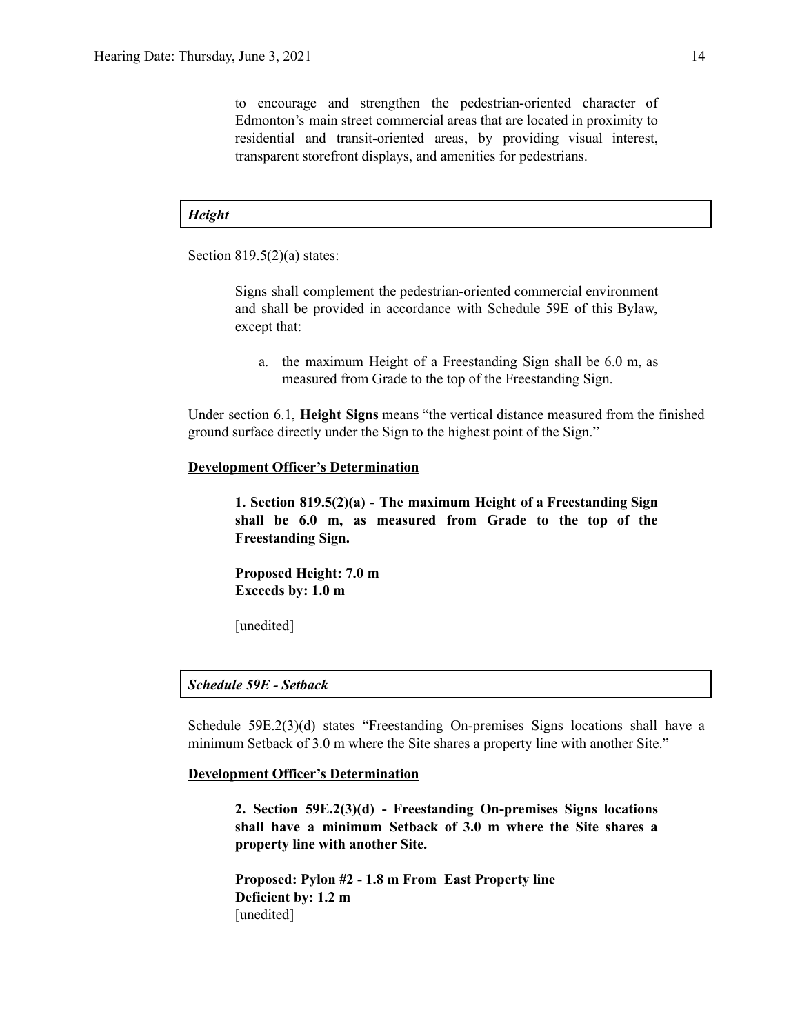> to encourage and strengthen the pedestrian-oriented character of Edmonton's main street commercial areas that are located in proximity to residential and transit-oriented areas, by providing visual interest, transparent storefront displays, and amenities for pedestrians.

### *Height*

Section 819.5(2)(a) states:

> Signs shall complement the pedestrian-oriented commercial environment and shall be provided in accordance with Schedule 59E of this Bylaw, except that:
>
> a. the maximum Height of a Freestanding Sign shall be 6.0 m, as measured from Grade to the top of the Freestanding Sign.

Under section 6.1, **Height Signs** means "the vertical distance measured from the finished ground surface directly under the Sign to the highest point of the Sign."

**Development Officer's Determination**

> **1. Section 819.5(2)(a) - The maximum Height of a Freestanding Sign shall be 6.0 m, as measured from Grade to the top of the Freestanding Sign.**
>
> **Proposed Height: 7.0 m**
> **Exceeds by: 1.0 m**
>
> [unedited]

### *Schedule 59E - Setback*

Schedule 59E.2(3)(d) states "Freestanding On-premises Signs locations shall have a minimum Setback of 3.0 m where the Site shares a property line with another Site."

**Development Officer's Determination**

> **2. Section 59E.2(3)(d) - Freestanding On-premises Signs locations shall have a minimum Setback of 3.0 m where the Site shares a property line with another Site.**
>
> **Proposed: Pylon #2 - 1.8 m From East Property line**
> **Deficient by: 1.2 m**
> [unedited]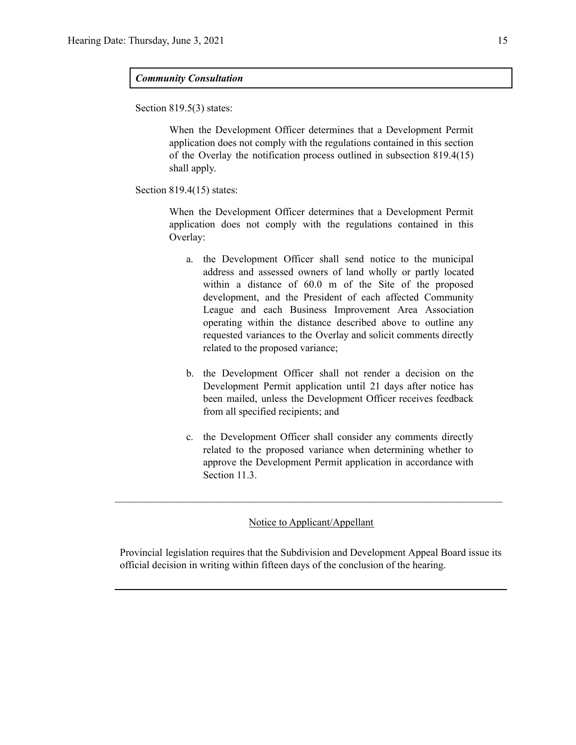***Community Consultation***

Section 819.5(3) states:

> When the Development Officer determines that a Development Permit application does not comply with the regulations contained in this section of the Overlay the notification process outlined in subsection 819.4(15) shall apply.

Section 819.4(15) states:

> When the Development Officer determines that a Development Permit application does not comply with the regulations contained in this Overlay:
>
> a. the Development Officer shall send notice to the municipal address and assessed owners of land wholly or partly located within a distance of 60.0 m of the Site of the proposed development, and the President of each affected Community League and each Business Improvement Area Association operating within the distance described above to outline any requested variances to the Overlay and solicit comments directly related to the proposed variance;
>
> b. the Development Officer shall not render a decision on the Development Permit application until 21 days after notice has been mailed, unless the Development Officer receives feedback from all specified recipients; and
>
> c. the Development Officer shall consider any comments directly related to the proposed variance when determining whether to approve the Development Permit application in accordance with Section 11.3.

---

<u>Notice to Applicant/Appellant</u>

Provincial legislation requires that the Subdivision and Development Appeal Board issue its official decision in writing within fifteen days of the conclusion of the hearing.

---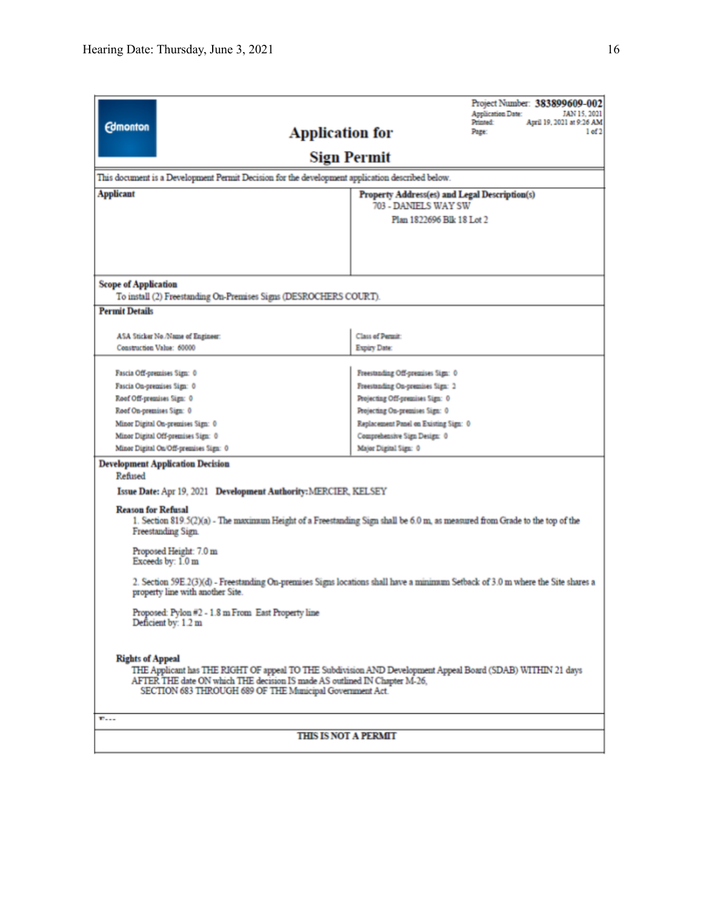Edmonton

# Application for Sign Permit

Project Number: **383899609-002**
Application Date: JAN 15, 2021
Printed: April 19, 2021 at 9:26 AM
Page: 1 of 2

This document is a Development Permit Decision for the development application described below.

| **Applicant** | **Property Address(es) and Legal Description(s)** |
|---|---|
| | 703 - DANIELS WAY SW<br>Plan 1822696 Blk 18 Lot 2 |

**Scope of Application**

To install (2) Freestanding On-Premises Signs (DESROCHERS COURT).

**Permit Details**

| | |
|---|---|
| ASA Sticker No./Name of Engineer: | Class of Permit: |
| Construction Value: 60000 | Expiry Date: |

| | |
|---|---|
| Fascia Off-premises Sign: 0 | Freestanding Off-premises Sign: 0 |
| Fascia On-premises Sign: 0 | Freestanding On-premises Sign: 2 |
| Roof Off-premises Sign: 0 | Projecting Off-premises Sign: 0 |
| Roof On-premises Sign: 0 | Projecting On-premises Sign: 0 |
| Minor Digital On-premises Sign: 0 | Replacement Panel on Existing Sign: 0 |
| Minor Digital Off-premises Sign: 0 | Comprehensive Sign Design: 0 |
| Minor Digital On/Off-premises Sign: 0 | Major Digital Sign: 0 |

**Development Application Decision**

Refused

**Issue Date:** Apr 19, 2021 **Development Authority:** MERCIER, KELSEY

**Reason for Refusal**

1. Section 819.5(2)(a) - The maximum Height of a Freestanding Sign shall be 6.0 m, as measured from Grade to the top of the Freestanding Sign.

   Proposed Height: 7.0 m
   Exceeds by: 1.0 m

2. Section 59E.2(3)(d) - Freestanding On-premises Signs locations shall have a minimum Setback of 3.0 m where the Site shares a property line with another Site.

   Proposed: Pylon #2 - 1.8 m From East Property line
   Deficient by: 1.2 m

**Rights of Appeal**

THE Applicant has THE RIGHT OF appeal TO THE Subdivision AND Development Appeal Board (SDAB) WITHIN 21 days AFTER THE date ON which THE decision IS made AS outlined IN Chapter M-26, SECTION 683 THROUGH 689 OF THE Municipal Government Act.

Fees

**THIS IS NOT A PERMIT**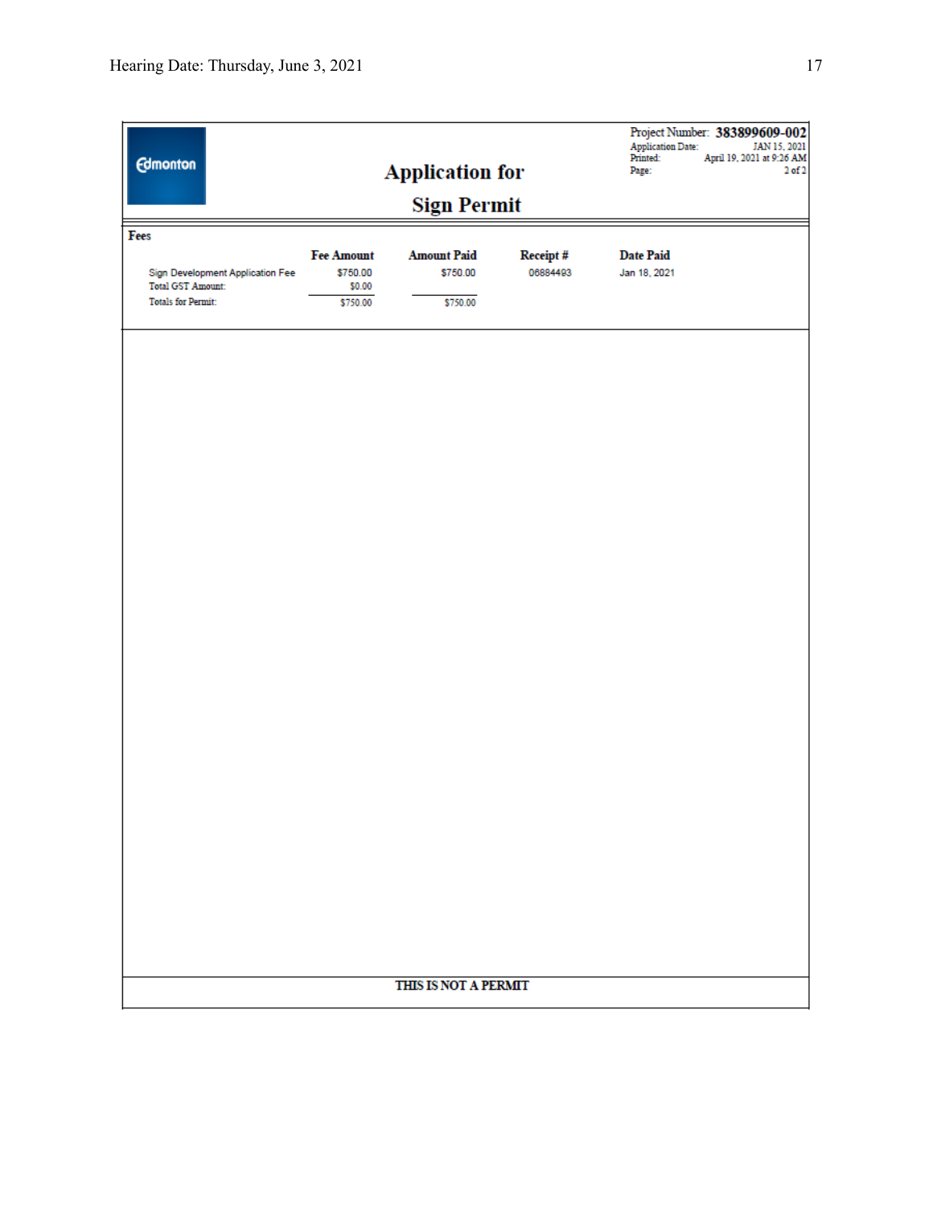Edmonton

# Application for Sign Permit

Project Number: **383899609-002**
Application Date: JAN 15, 2021
Printed: April 19, 2021 at 9:26 AM
Page: 2 of 2

**Fees**

| | Fee Amount | Amount Paid | Receipt # | Date Paid |
|---|---|---|---|---|
| Sign Development Application Fee | $750.00 | $750.00 | 06884493 | Jan 18, 2021 |
| Total GST Amount: | $0.00 | | | |
| Totals for Permit: | $750.00 | $750.00 | | |

**THIS IS NOT A PERMIT**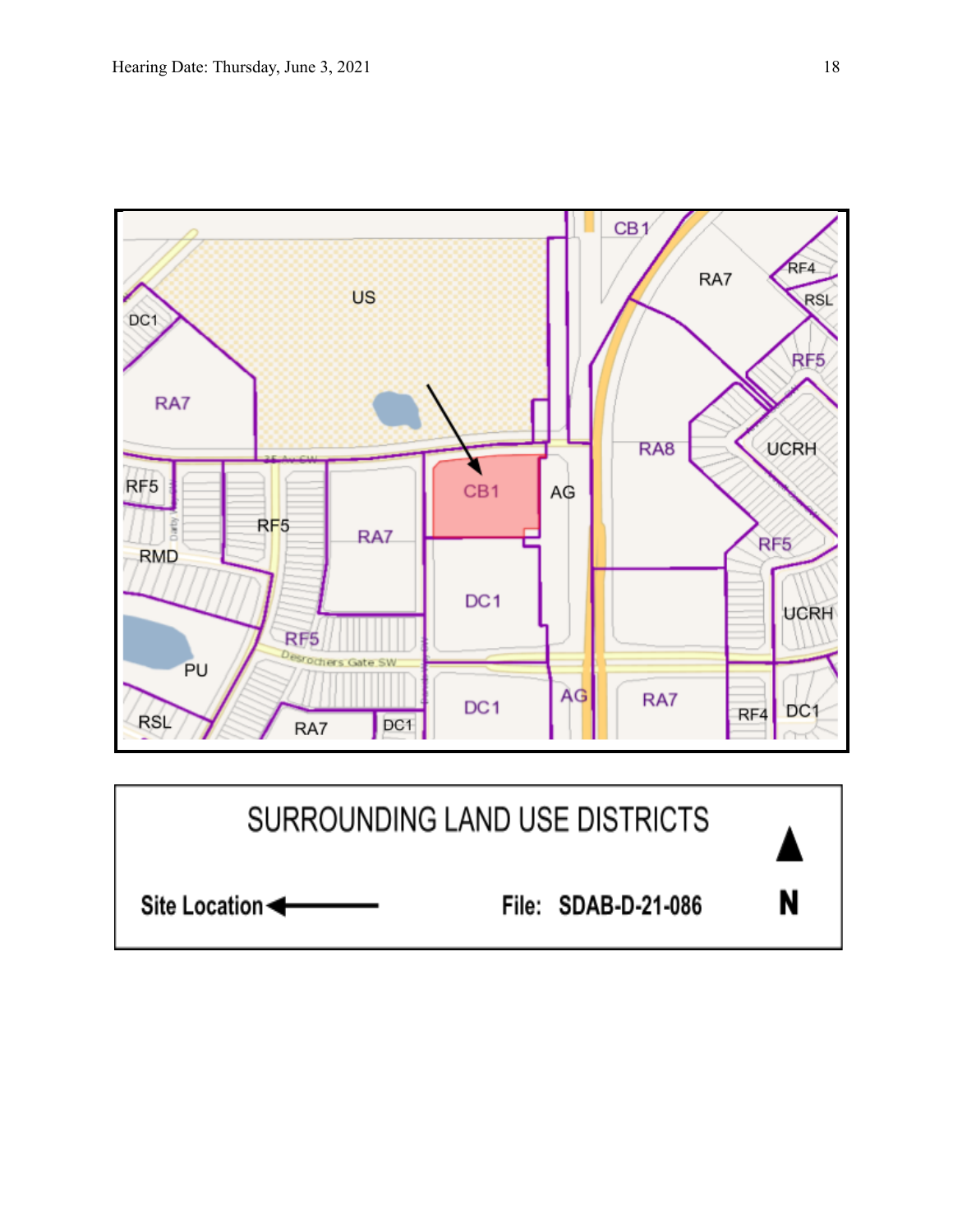US

DC1

RA7

CB1

RA7

RF4

RSL

RF5

RA8

UCRH

RF5

CB1

AG

RF5

RF5

RMD

RA7

DC1

UCRH

RF5

PU

Desrochers Gate SW

DC1

AG

RA7

RSL

RA7

DC1

RF4

DC1

SURROUNDING LAND USE DISTRICTS

Site Location

File: SDAB-D-21-086

N